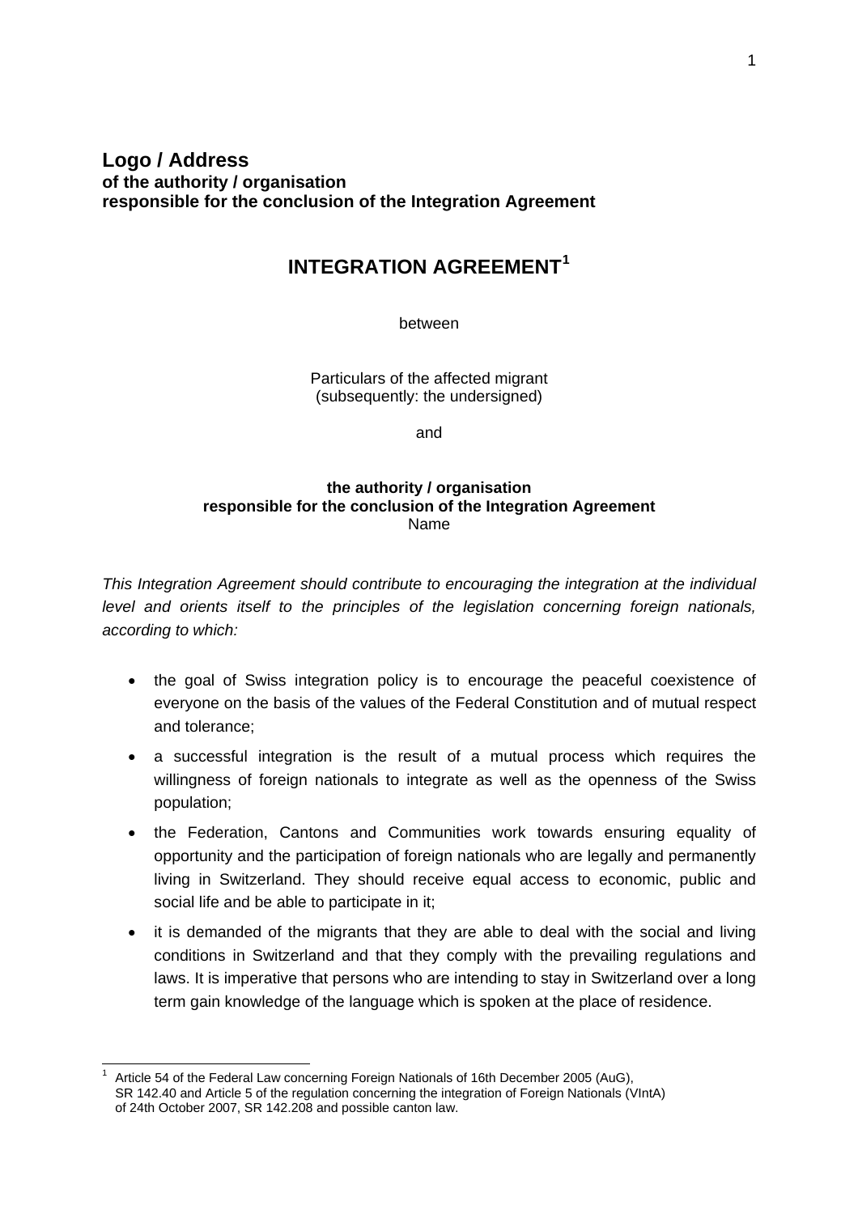**Logo / Address**
**of the authority / organisation**
**responsible for the conclusion of the Integration Agreement**

# INTEGRATION AGREEMENT[1]

between

Particulars of the affected migrant
(subsequently: the undersigned)

and

**the authority / organisation**
**responsible for the conclusion of the Integration Agreement**
Name

*This Integration Agreement should contribute to encouraging the integration at the individual level and orients itself to the principles of the legislation concerning foreign nationals, according to which:*

- the goal of Swiss integration policy is to encourage the peaceful coexistence of everyone on the basis of the values of the Federal Constitution and of mutual respect and tolerance;
- a successful integration is the result of a mutual process which requires the willingness of foreign nationals to integrate as well as the openness of the Swiss population;
- the Federation, Cantons and Communities work towards ensuring equality of opportunity and the participation of foreign nationals who are legally and permanently living in Switzerland. They should receive equal access to economic, public and social life and be able to participate in it;
- it is demanded of the migrants that they are able to deal with the social and living conditions in Switzerland and that they comply with the prevailing regulations and laws. It is imperative that persons who are intending to stay in Switzerland over a long term gain knowledge of the language which is spoken at the place of residence.

---

[1] Article 54 of the Federal Law concerning Foreign Nationals of 16th December 2005 (AuG), SR 142.40 and Article 5 of the regulation concerning the integration of Foreign Nationals (VIntA) of 24th October 2007, SR 142.208 and possible canton law.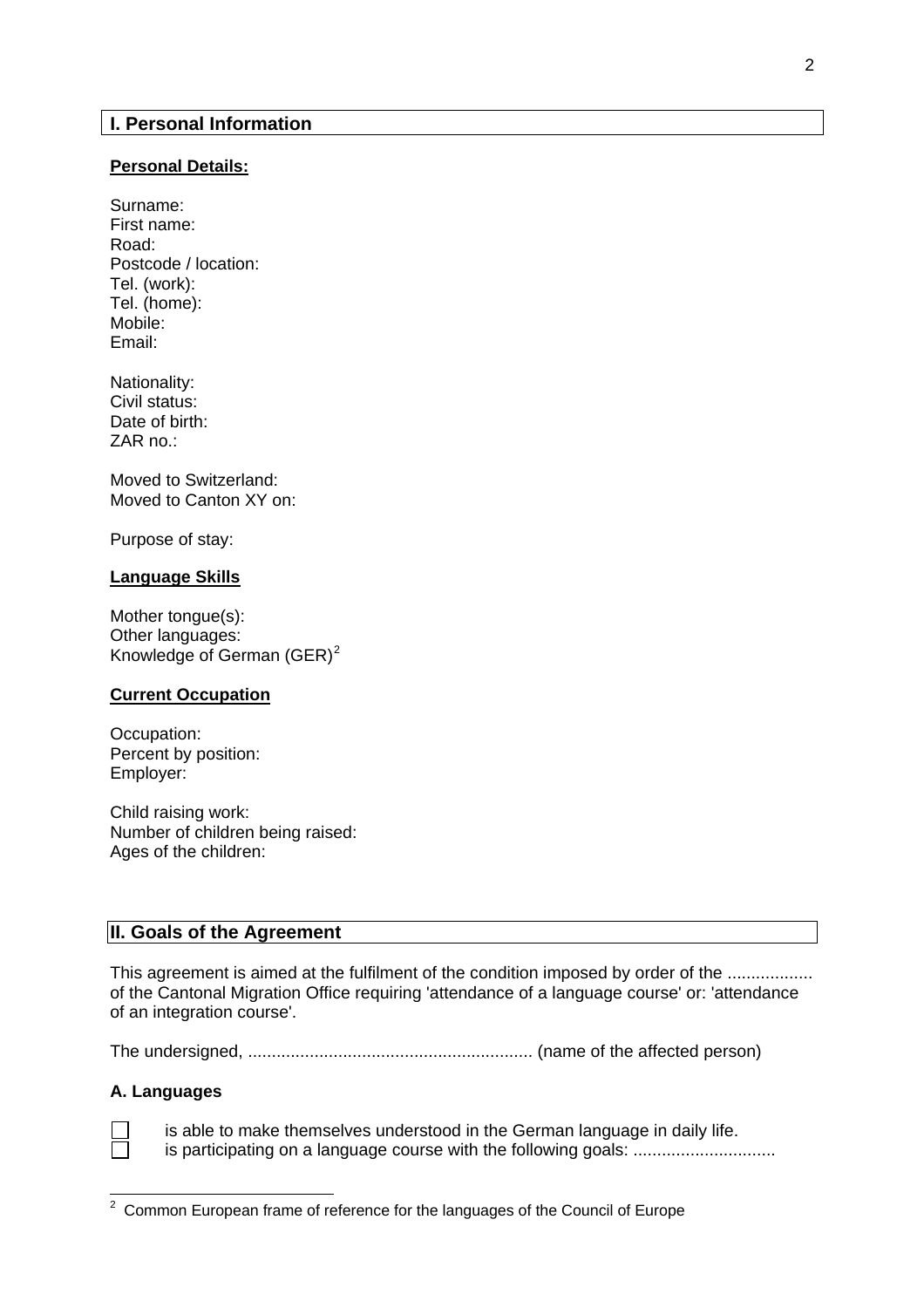## I. Personal Information

**Personal Details:**

Surname:
First name:
Road:
Postcode / location:
Tel. (work):
Tel. (home):
Mobile:
Email:

Nationality:
Civil status:
Date of birth:
ZAR no.:

Moved to Switzerland:
Moved to Canton XY on:

Purpose of stay:

**Language Skills**

Mother tongue(s):
Other languages:
Knowledge of German (GER)[2]

**Current Occupation**

Occupation:
Percent by position:
Employer:

Child raising work:
Number of children being raised:
Ages of the children:

## II. Goals of the Agreement

This agreement is aimed at the fulfilment of the condition imposed by order of the .................. of the Cantonal Migration Office requiring 'attendance of a language course' or: 'attendance of an integration course'.

The undersigned, ........................................................... (name of the affected person)

### A. Languages

☐ is able to make themselves understood in the German language in daily life.
☐ is participating on a language course with the following goals: ..............................

[2] Common European frame of reference for the languages of the Council of Europe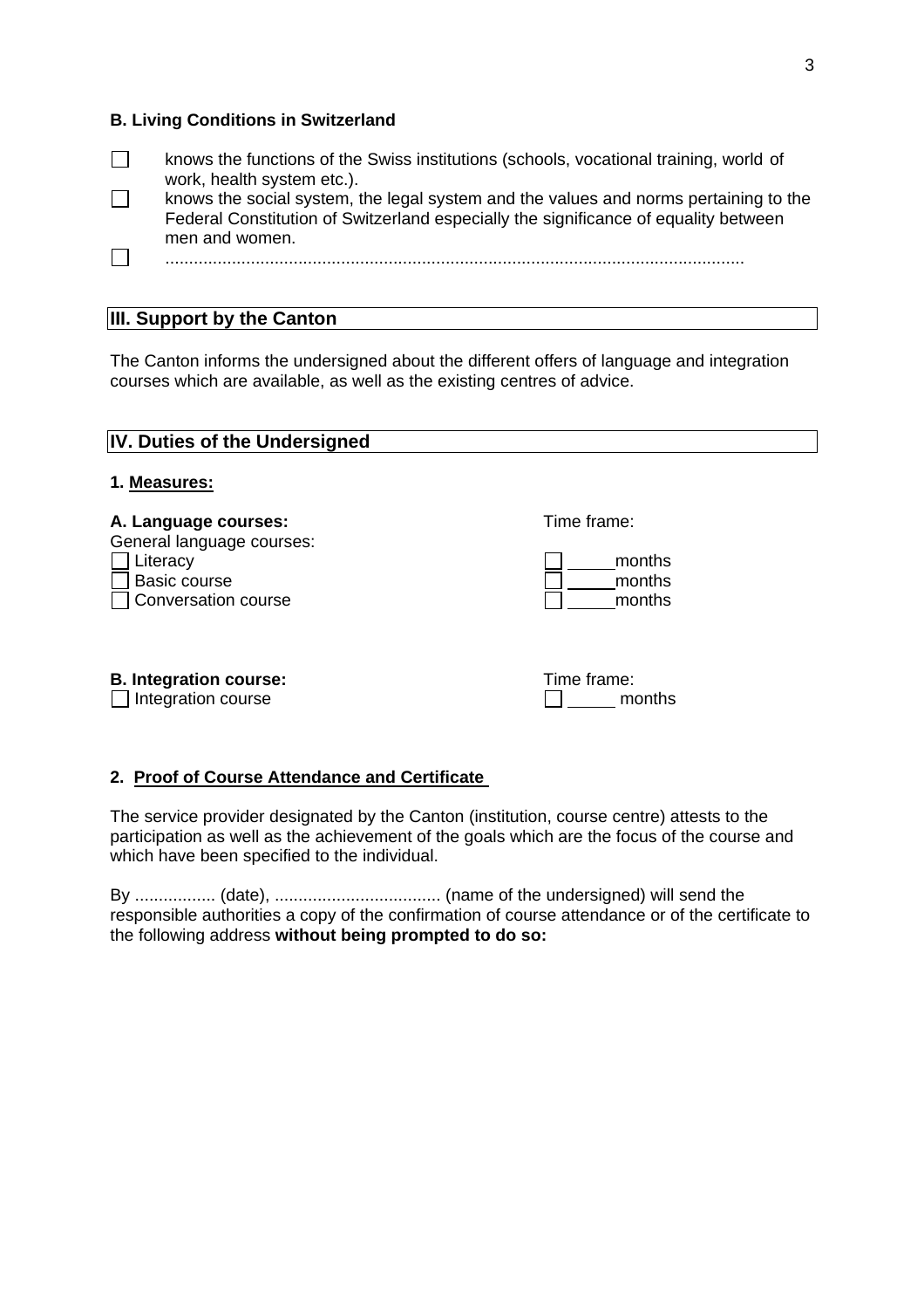**B. Living Conditions in Switzerland**

- ☐ knows the functions of the Swiss institutions (schools, vocational training, world of work, health system etc.).
- ☐ knows the social system, the legal system and the values and norms pertaining to the Federal Constitution of Switzerland especially the significance of equality between men and women.
- ☐ ..........................................................................................................................

## III. Support by the Canton

The Canton informs the undersigned about the different offers of language and integration courses which are available, as well as the existing centres of advice.

## IV. Duties of the Undersigned

**1. Measures:**

**A. Language courses:** Time frame:

General language courses:

- ☐ Literacy ☐ _____ months
- ☐ Basic course ☐ _____ months
- ☐ Conversation course ☐ _____ months

**B. Integration course:** Time frame:

- ☐ Integration course ☐ _____ months

**2. Proof of Course Attendance and Certificate**

The service provider designated by the Canton (institution, course centre) attests to the participation as well as the achievement of the goals which are the focus of the course and which have been specified to the individual.

By ................. (date), ................................... (name of the undersigned) will send the responsible authorities a copy of the confirmation of course attendance or of the certificate to the following address **without being prompted to do so:**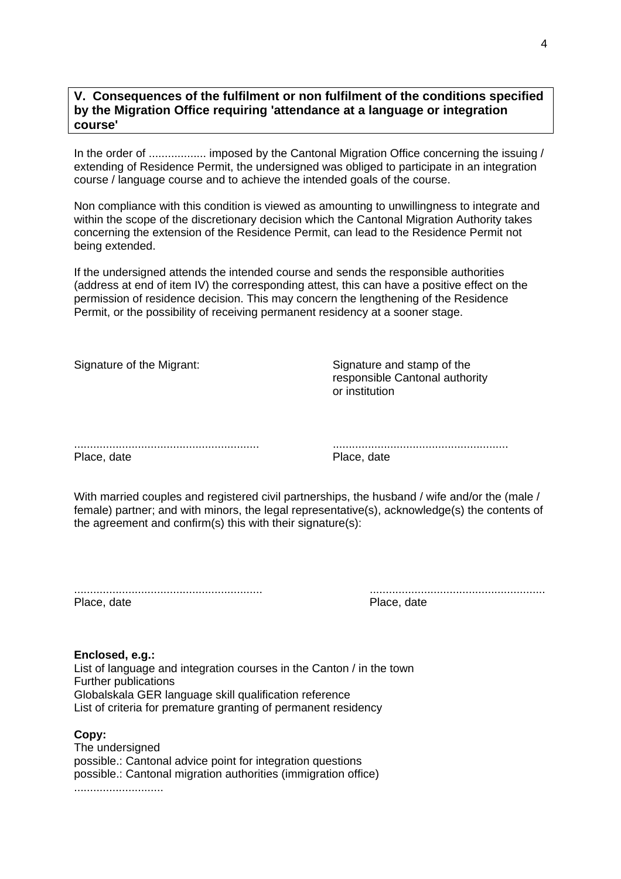## V. Consequences of the fulfilment or non fulfilment of the conditions specified by the Migration Office requiring 'attendance at a language or integration course'

In the order of .................. imposed by the Cantonal Migration Office concerning the issuing / extending of Residence Permit, the undersigned was obliged to participate in an integration course / language course and to achieve the intended goals of the course.

Non compliance with this condition is viewed as amounting to unwillingness to integrate and within the scope of the discretionary decision which the Cantonal Migration Authority takes concerning the extension of the Residence Permit, can lead to the Residence Permit not being extended.

If the undersigned attends the intended course and sends the responsible authorities (address at end of item IV) the corresponding attest, this can have a positive effect on the permission of residence decision. This may concern the lengthening of the Residence Permit, or the possibility of receiving permanent residency at a sooner stage.

Signature of the Migrant:

Signature and stamp of the responsible Cantonal authority or institution

.........................................................
Place, date

......................................................
Place, date

With married couples and registered civil partnerships, the husband / wife and/or the (male / female) partner; and with minors, the legal representative(s), acknowledge(s) the contents of the agreement and confirm(s) this with their signature(s):

..........................................................
Place, date

......................................................
Place, date

**Enclosed, e.g.:**
List of language and integration courses in the Canton / in the town
Further publications
Globalskala GER language skill qualification reference
List of criteria for premature granting of permanent residency

**Copy:**
The undersigned
possible.: Cantonal advice point for integration questions
possible.: Cantonal migration authorities (immigration office)
...........................